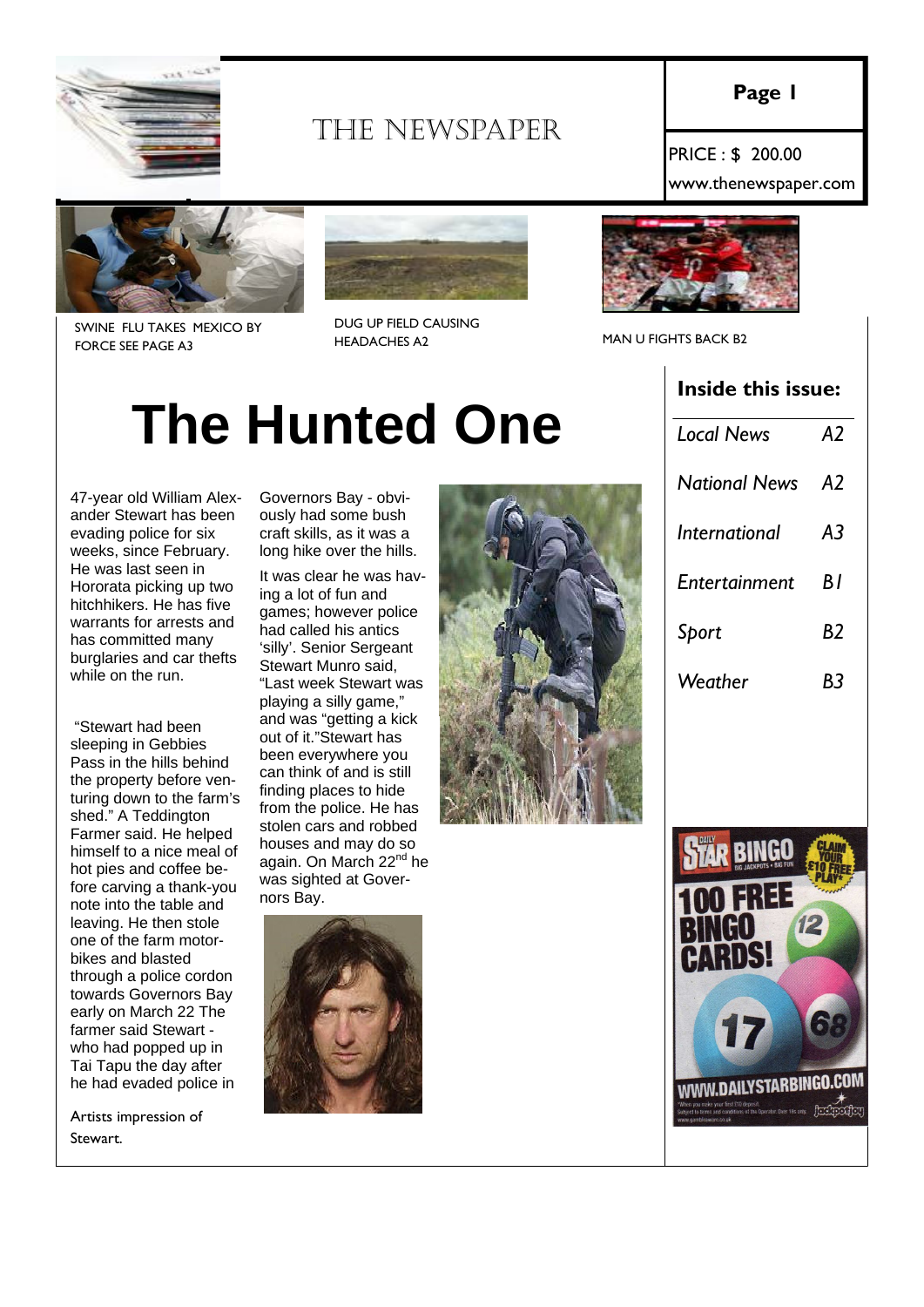# THE NEWSPAPER

**Page 1**

PRICE : $ 200.00

www.thenewspaper.com

SWINE FLU TAKES MEXICO BY FORCE SEE PAGE A3

DUG UP FIELD CAUSING HEADACHES A2

MAN U FIGHTS BACK B2

## Inside this issue:

| | |
|---|---|
| *Local News* | *A2* |
| *National News* | *A2* |
| *International* | *A3* |
| *Entertainment* | *B1* |
| *Sport* | *B2* |
| *Weather* | *B3* |

# The Hunted One

47-year old William Alexander Stewart has been evading police for six weeks, since February. He was last seen in Hororata picking up two hitchhikers. He has five warrants for arrests and has committed many burglaries and car thefts while on the run.

"Stewart had been sleeping in Gebbies Pass in the hills behind the property before venturing down to the farm's shed." A Teddington Farmer said. He helped himself to a nice meal of hot pies and coffee before carving a thank-you note into the table and leaving. He then stole one of the farm motorbikes and blasted through a police cordon towards Governors Bay early on March 22 The farmer said Stewart - who had popped up in Tai Tapu the day after he had evaded police in Governors Bay - obviously had some bush craft skills, as it was a long hike over the hills.

It was clear he was having a lot of fun and games; however police had called his antics 'silly'. Senior Sergeant Stewart Munro said, "Last week Stewart was playing a silly game," and was "getting a kick out of it."Stewart has been everywhere you can think of and is still finding places to hide from the police. He has stolen cars and robbed houses and may do so again. On March 22nd he was sighted at Governors Bay.

Artists impression of Stewart.

STAR BINGO — 100 FREE BINGO CARDS! — CLAIM YOUR £10 FREE PLAY — WWW.DAILYSTARBINGO.COM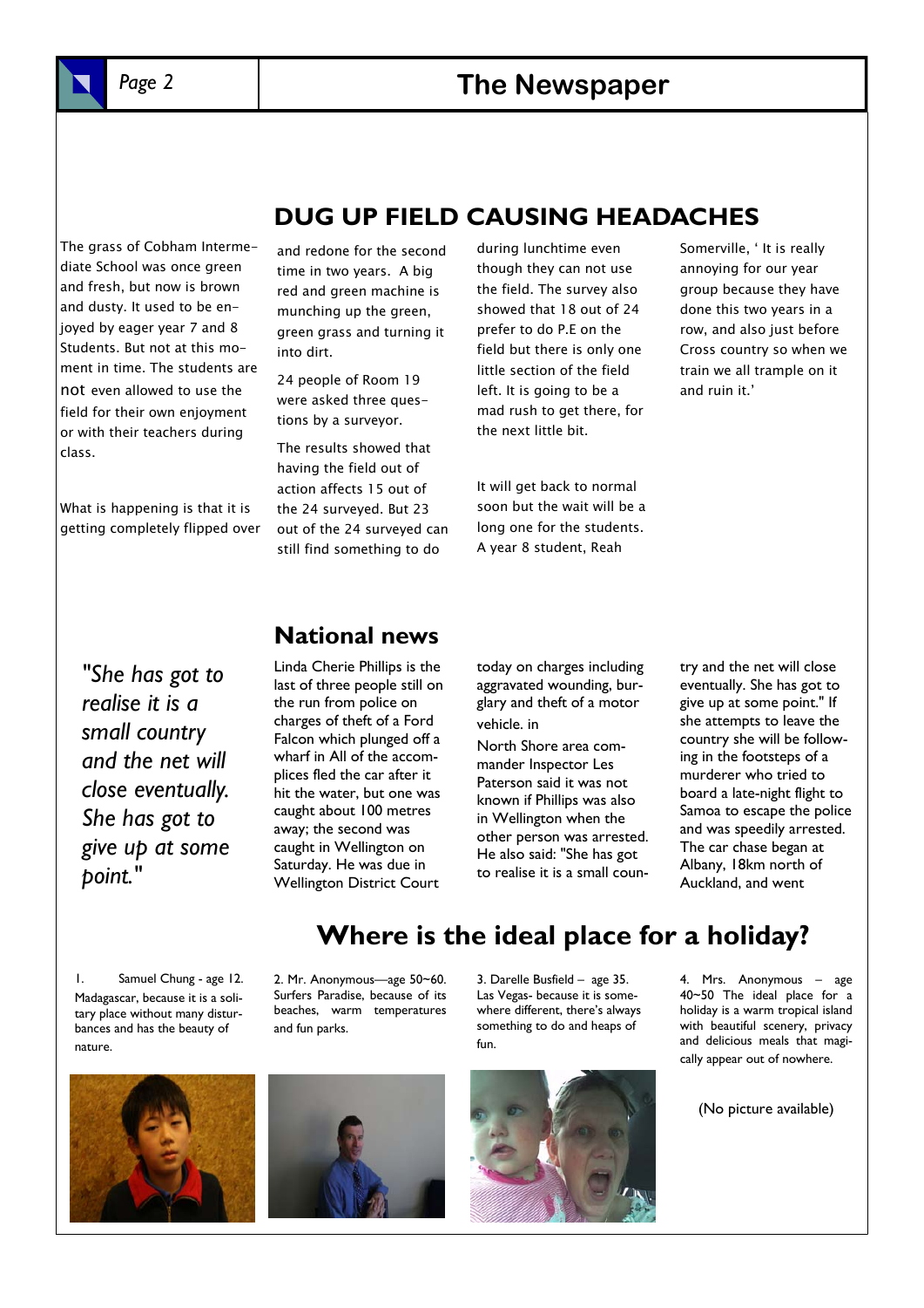## DUG UP FIELD CAUSING HEADACHES

The grass of Cobham Intermediate School was once green and fresh, but now is brown and dusty. It used to be enjoyed by eager year 7 and 8 Students. But not at this moment in time. The students are not even allowed to use the field for their own enjoyment or with their teachers during class.

What is happening is that it is getting completely flipped over and redone for the second time in two years. A big red and green machine is munching up the green, green grass and turning it into dirt.

24 people of Room 19 were asked three questions by a surveyor.

The results showed that having the field out of action affects 15 out of the 24 surveyed. But 23 out of the 24 surveyed can still find something to do during lunchtime even though they can not use the field. The survey also showed that 18 out of 24 prefer to do P.E on the field but there is only one little section of the field left. It is going to be a mad rush to get there, for the next little bit.

It will get back to normal soon but the wait will be a long one for the students. A year 8 student, Reah Somerville, ' It is really annoying for our year group because they have done this two years in a row, and also just before Cross country so when we train we all trample on it and ruin it.'

## National news

*"She has got to realise it is a small country and the net will close eventually. She has got to give up at some point."*

Linda Cherie Phillips is the last of three people still on the run from police on charges of theft of a Ford Falcon which plunged off a wharf in All of the accomplices fled the car after it hit the water, but one was caught about 100 metres away; the second was caught in Wellington on Saturday. He was due in Wellington District Court today on charges including aggravated wounding, burglary and theft of a motor vehicle. in

North Shore area commander Inspector Les Paterson said it was not known if Phillips was also in Wellington when the other person was arrested. He also said: "She has got to realise it is a small country and the net will close eventually. She has got to give up at some point." If she attempts to leave the country she will be following in the footsteps of a murderer who tried to board a late-night flight to Samoa to escape the police and was speedily arrested. The car chase began at Albany, 18km north of Auckland, and went

## Where is the ideal place for a holiday?

1. Samuel Chung - age 12. Madagascar, because it is a solitary place without many disturbances and has the beauty of nature.

2. Mr. Anonymous—age 50~60. Surfers Paradise, because of its beaches, warm temperatures and fun parks.

3. Darelle Busfield – age 35. Las Vegas- because it is somewhere different, there's always something to do and heaps of fun.

4. Mrs. Anonymous – age 40~50 The ideal place for a holiday is a warm tropical island with beautiful scenery, privacy and delicious meals that magically appear out of nowhere.

(No picture available)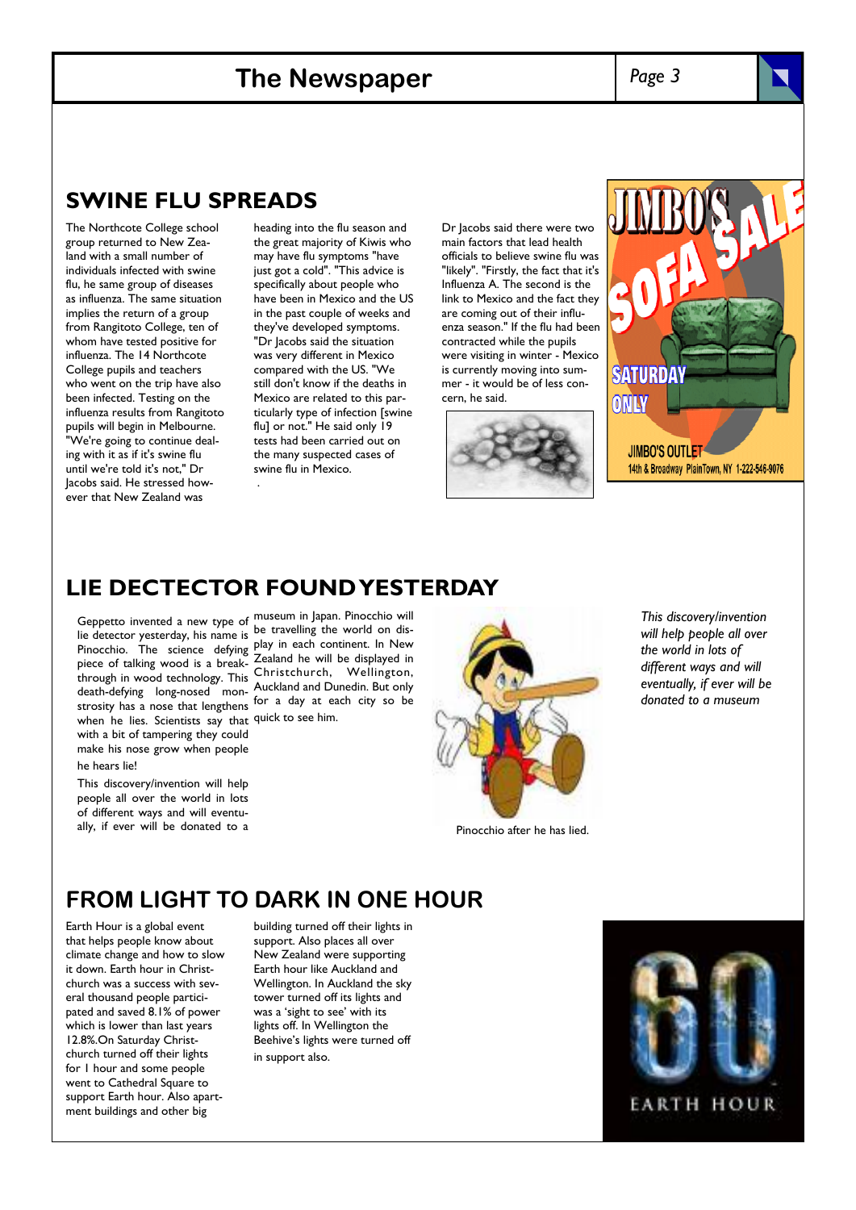## SWINE FLU SPREADS

The Northcote College school group returned to New Zealand with a small number of individuals infected with swine flu, he same group of diseases as influenza. The same situation implies the return of a group from Rangitoto College, ten of whom have tested positive for influenza. The 14 Northcote College pupils and teachers who went on the trip have also been infected. Testing on the influenza results from Rangitoto pupils will begin in Melbourne. "We're going to continue dealing with it as if it's swine flu until we're told it's not," Dr Jacobs said. He stressed however that New Zealand was heading into the flu season and the great majority of Kiwis who may have flu symptoms "have just got a cold". "This advice is specifically about people who have been in Mexico and the US in the past couple of weeks and they've developed symptoms. "Dr Jacobs said the situation was very different in Mexico compared with the US. "We still don't know if the deaths in Mexico are related to this particularly type of infection [swine flu] or not." He said only 19 tests had been carried out on the many suspected cases of swine flu in Mexico.

Dr Jacobs said there were two main factors that lead health officials to believe swine flu was "likely". "Firstly, the fact that it's Influenza A. The second is the link to Mexico and the fact they are coming out of their influenza season." If the flu had been contracted while the pupils were visiting in winter - Mexico is currently moving into summer - it would be of less concern, he said.

JIMBO'S SOFA SALE

SATURDAY ONLY

JIMBO'S OUTLET

14th & Broadway PlainTown, NY 1-222-546-9076

## LIE DECTECTOR FOUND YESTERDAY

Geppetto invented a new type of lie detector yesterday, his name is Pinocchio. The science defying piece of talking wood is a breakthrough in wood technology. This death-defying long-nosed monstrosity has a nose that lengthens when he lies. Scientists say that with a bit of tampering they could make his nose grow when people he hears lie!

This discovery/invention will help people all over the world in lots of different ways and will eventually, if ever will be donated to a museum in Japan. Pinocchio will be travelling the world on display in each continent. In New Zealand he will be displayed in Christchurch, Wellington, Auckland and Dunedin. But only for a day at each city so be quick to see him.

Pinocchio after he has lied.

*This discovery/invention will help people all over the world in lots of different ways and will eventually, if ever will be donated to a museum*

## FROM LIGHT TO DARK IN ONE HOUR

Earth Hour is a global event that helps people know about climate change and how to slow it down. Earth hour in Christchurch was a success with several thousand people participated and saved 8.1% of power which is lower than last years 12.8%.On Saturday Christchurch turned off their lights for 1 hour and some people went to Cathedral Square to support Earth hour. Also apartment buildings and other big building turned off their lights in support. Also places all over New Zealand were supporting Earth hour like Auckland and Wellington. In Auckland the sky tower turned off its lights and was a 'sight to see' with its lights off. In Wellington the Beehive's lights were turned off in support also.

60 EARTH HOUR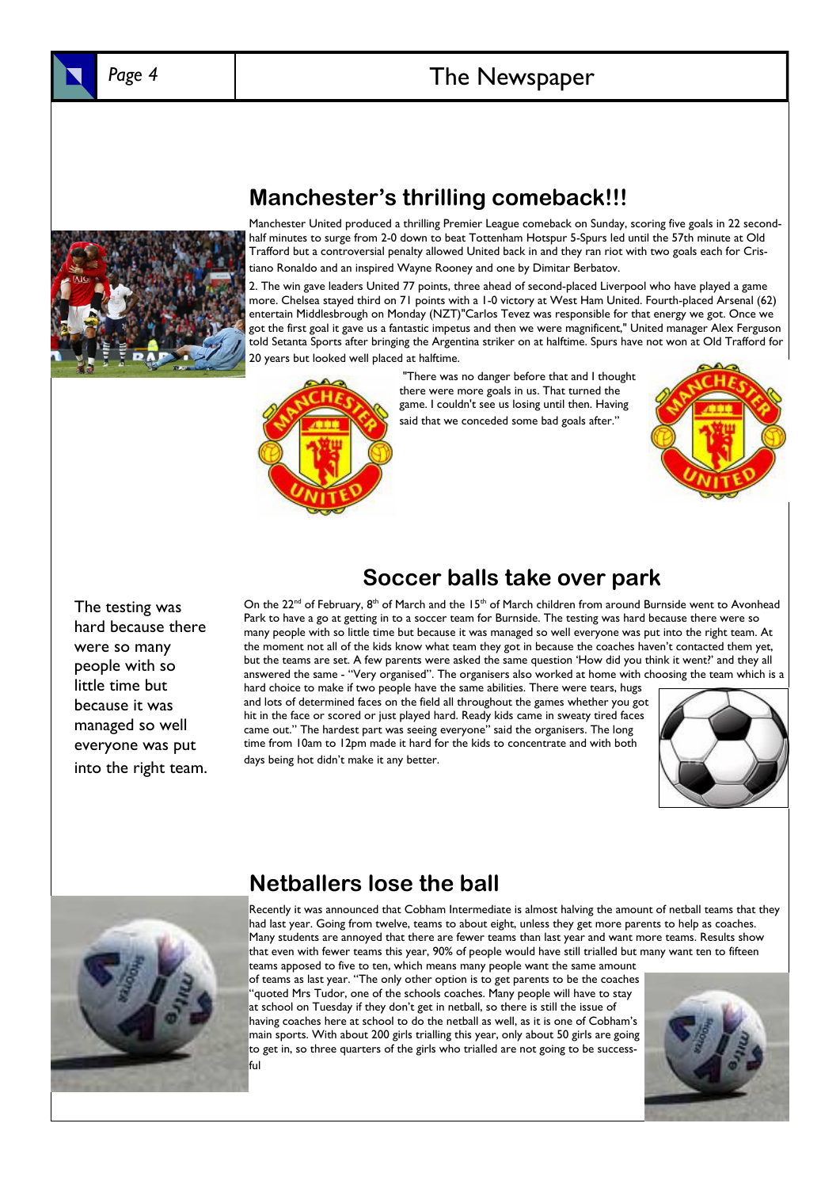## Manchester's thrilling comeback!!!

Manchester United produced a thrilling Premier League comeback on Sunday, scoring five goals in 22 second-half minutes to surge from 2-0 down to beat Tottenham Hotspur 5-Spurs led until the 57th minute at Old Trafford but a controversial penalty allowed United back in and they ran riot with two goals each for Cristiano Ronaldo and an inspired Wayne Rooney and one by Dimitar Berbatov.

2. The win gave leaders United 77 points, three ahead of second-placed Liverpool who have played a game more. Chelsea stayed third on 71 points with a 1-0 victory at West Ham United. Fourth-placed Arsenal (62) entertain Middlesbrough on Monday (NZT)"Carlos Tevez was responsible for that energy we got. Once we got the first goal it gave us a fantastic impetus and then we were magnificent," United manager Alex Ferguson told Setanta Sports after bringing the Argentina striker on at halftime. Spurs have not won at Old Trafford for 20 years but looked well placed at halftime.

"There was no danger before that and I thought there were more goals in us. That turned the game. I couldn't see us losing until then. Having said that we conceded some bad goals after."

## Soccer balls take over park

On the 22nd of February, 8th of March and the 15th of March children from around Burnside went to Avonhead Park to have a go at getting in to a soccer team for Burnside. The testing was hard because there were so many people with so little time but because it was managed so well everyone was put into the right team. At the moment not all of the kids know what team they got in because the coaches haven't contacted them yet, but the teams are set. A few parents were asked the same question 'How did you think it went?' and they all answered the same - "Very organised". The organisers also worked at home with choosing the team which is a hard choice to make if two people have the same abilities. There were tears, hugs and lots of determined faces on the field all throughout the games whether you got hit in the face or scored or just played hard. Ready kids came in sweaty tired faces came out." The hardest part was seeing everyone" said the organisers. The long time from 10am to 12pm made it hard for the kids to concentrate and with both days being hot didn't make it any better.

> The testing was hard because there were so many people with so little time but because it was managed so well everyone was put into the right team.

## Netballers lose the ball

Recently it was announced that Cobham Intermediate is almost halving the amount of netball teams that they had last year. Going from twelve, teams to about eight, unless they get more parents to help as coaches. Many students are annoyed that there are fewer teams than last year and want more teams. Results show that even with fewer teams this year, 90% of people would have still trialled but many want ten to fifteen teams apposed to five to ten, which means many people want the same amount of teams as last year. "The only other option is to get parents to be the coaches "quoted Mrs Tudor, one of the schools coaches. Many people will have to stay at school on Tuesday if they don't get in netball, so there is still the issue of having coaches here at school to do the netball as well, as it is one of Cobham's main sports. With about 200 girls trialling this year, only about 50 girls are going to get in, so three quarters of the girls who trialled are not going to be successful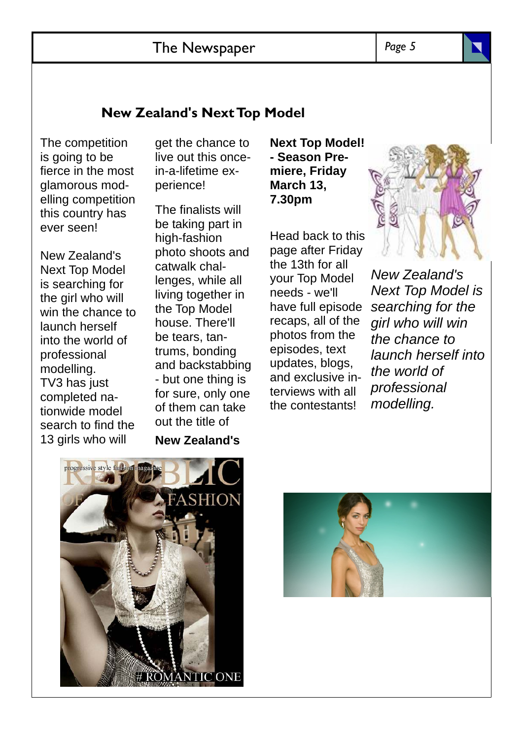## New Zealand's Next Top Model

The competition is going to be fierce in the most glamorous modelling competition this country has ever seen!

New Zealand's Next Top Model is searching for the girl who will win the chance to launch herself into the world of professional modelling. TV3 has just completed nationwide model search to find the 13 girls who will get the chance to live out this once-in-a-lifetime experience!

The finalists will be taking part in high-fashion photo shoots and catwalk challenges, while all living together in the Top Model house. There'll be tears, tantrums, bonding and backstabbing - but one thing is for sure, only one of them can take out the title of

**New Zealand's Next Top Model! - Season Premiere, Friday March 13, 7.30pm**

Head back to this page after Friday the 13th for all your Top Model needs - we'll have full episode recaps, all of the photos from the episodes, text updates, blogs, and exclusive interviews with all the contestants!

*New Zealand's Next Top Model is searching for the girl who will win the chance to launch herself into the world of professional modelling.*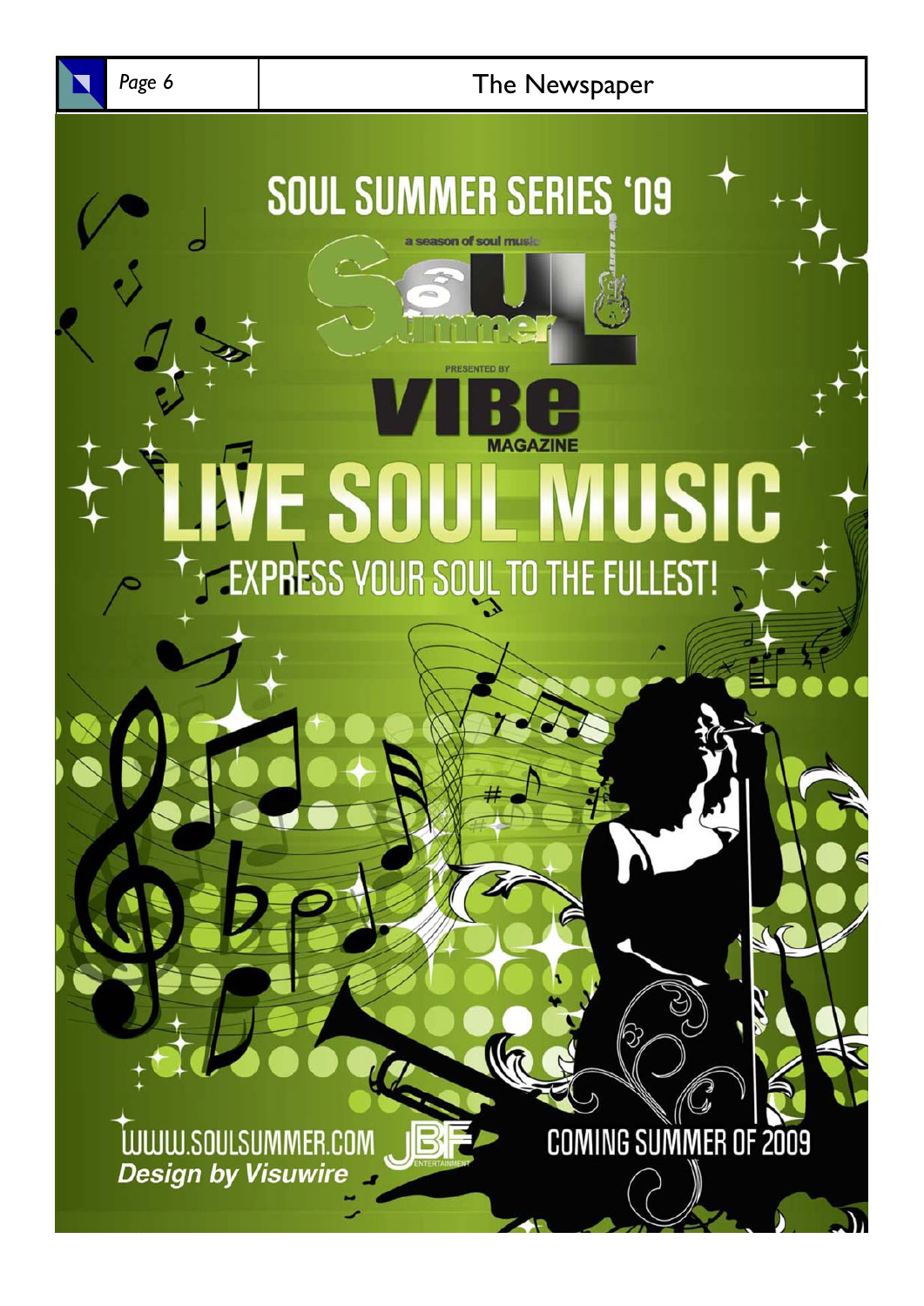# SOUL SUMMER SERIES '09

a season of soul music

Soul Summer

PRESENTED BY

VIBE MAGAZINE

# LIVE SOUL MUSIC

## EXPRESS YOUR SOUL TO THE FULLEST!

WWW.SOULSUMMER.COM

***Design by Visuwire***

JBF ENTERTAINMENT

COMING SUMMER OF 2009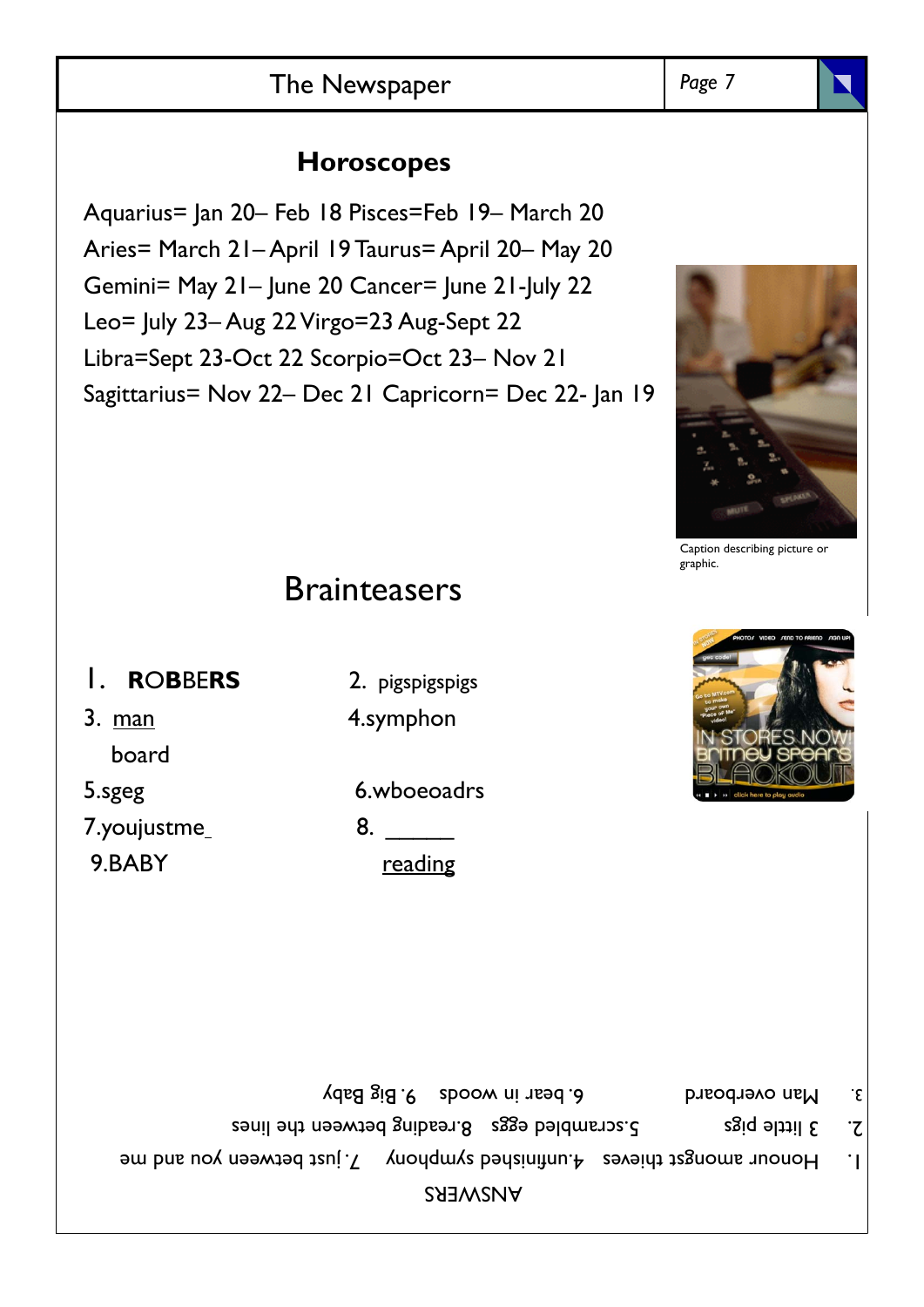## Horoscopes

Aquarius= Jan 20– Feb 18 Pisces=Feb 19– March 20
Aries= March 21– April 19 Taurus= April 20– May 20
Gemini= May 21– June 20 Cancer= June 21-July 22
Leo= July 23– Aug 22 Virgo=23 Aug-Sept 22
Libra=Sept 23-Oct 22 Scorpio=Oct 23– Nov 21
Sagittarius= Nov 22– Dec 21 Capricorn= Dec 22- Jan 19

Caption describing picture or graphic.

## Brainteasers

1. **R**O**BB**E**RS**
2. pigspigspigs
3. <u>man</u>
   board
4. symphon
5. sgeg
6. wboeoadrs
7. youjustme_
8. ______
   <u>reading</u>
9. BABY

ANSWERS

1. Honour amongst thieves 4.unfinished symphony 7. just between you and me
2. 3 little pigs 5.scrambled eggs 8.reading between the lines
3. Man overboard 6. bear in woods 9. Big Baby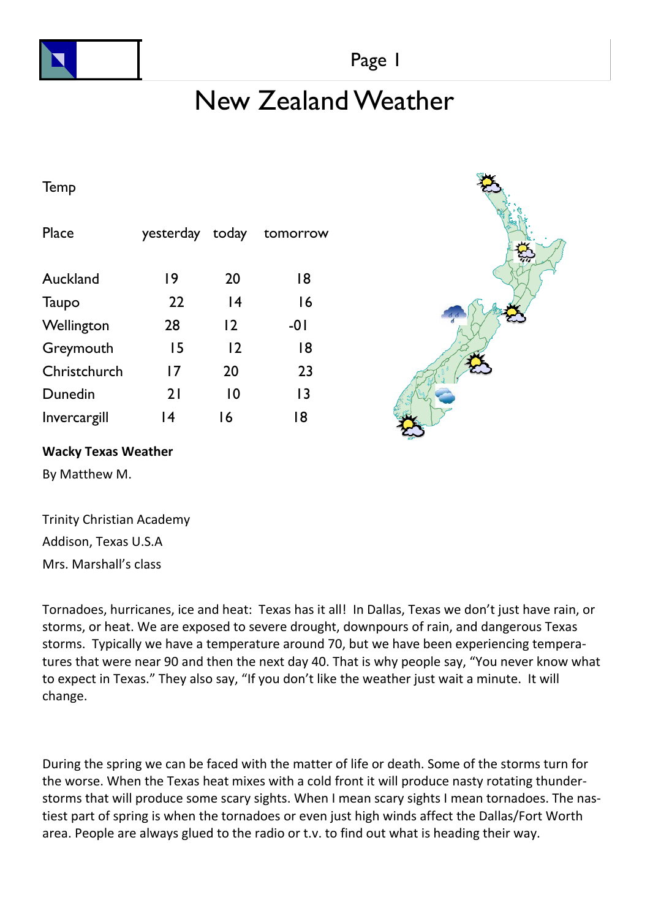# New Zealand Weather

Temp

| Place | yesterday | today | tomorrow |
|---|---|---|---|
| Auckland | 19 | 20 | 18 |
| Taupo | 22 | 14 | 16 |
| Wellington | 28 | 12 | -01 |
| Greymouth | 15 | 12 | 18 |
| Christchurch | 17 | 20 | 23 |
| Dunedin | 21 | 10 | 13 |
| Invercargill | 14 | 16 | 18 |

**Wacky Texas Weather**

By Matthew M.

Trinity Christian Academy
Addison, Texas U.S.A
Mrs. Marshall's class

Tornadoes, hurricanes, ice and heat: Texas has it all! In Dallas, Texas we don't just have rain, or storms, or heat. We are exposed to severe drought, downpours of rain, and dangerous Texas storms. Typically we have a temperature around 70, but we have been experiencing temperatures that were near 90 and then the next day 40. That is why people say, "You never know what to expect in Texas." They also say, "If you don't like the weather just wait a minute. It will change.

During the spring we can be faced with the matter of life or death. Some of the storms turn for the worse. When the Texas heat mixes with a cold front it will produce nasty rotating thunderstorms that will produce some scary sights. When I mean scary sights I mean tornadoes. The nastiest part of spring is when the tornadoes or even just high winds affect the Dallas/Fort Worth area. People are always glued to the radio or t.v. to find out what is heading their way.